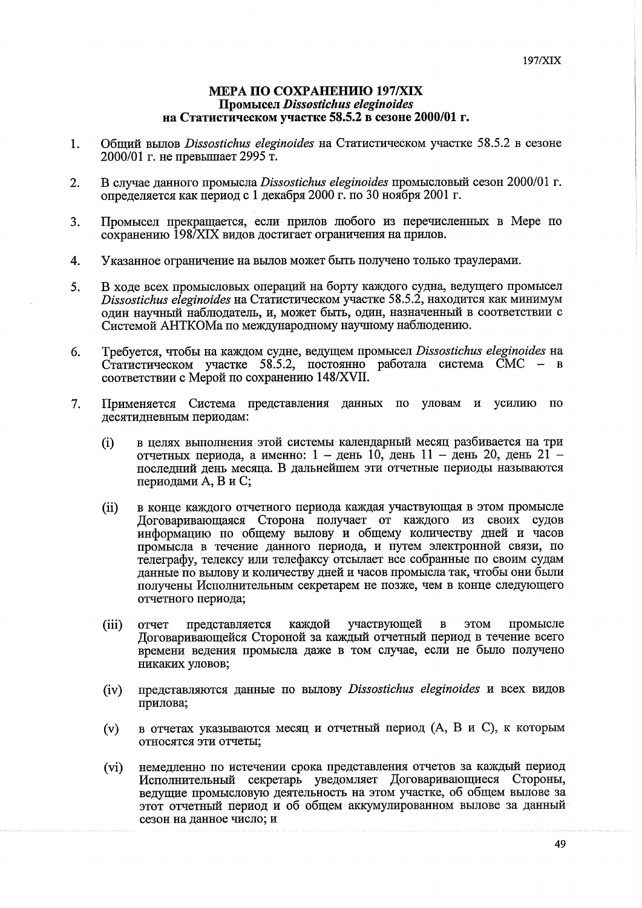**МЕРА ПО СОХРАНЕНИЮ 197/XIX**
**Промысел *Dissostichus eleginoides***
**на Статистическом участке 58.5.2 в сезоне 2000/01 г.**

1. Общий вылов *Dissostichus eleginoides* на Статистическом участке 58.5.2 в сезоне 2000/01 г. не превышает 2995 т.

2. В случае данного промысла *Dissostichus eleginoides* промысловый сезон 2000/01 г. определяется как период с 1 декабря 2000 г. по 30 ноября 2001 г.

3. Промысел прекращается, если прилов любого из перечисленных в Мере по сохранению 198/XIX видов достигает ограничения на прилов.

4. Указанное ограничение на вылов может быть получено только траулерами.

5. В ходе всех промысловых операций на борту каждого судна, ведущего промысел *Dissostichus eleginoides* на Статистическом участке 58.5.2, находится как минимум один научный наблюдатель, и, может быть, один, назначенный в соответствии с Системой АНТКОМа по международному научному наблюдению.

6. Требуется, чтобы на каждом судне, ведущем промысел *Dissostichus eleginoides* на Статистическом участке 58.5.2, постоянно работала система СМС – в соответствии с Мерой по сохранению 148/XVII.

7. Применяется Система представления данных по уловам и усилию по десятидневным периодам:

   (i) в целях выполнения этой системы календарный месяц разбивается на три отчетных периода, а именно: 1 – день 10, день 11 – день 20, день 21 – последний день месяца. В дальнейшем эти отчетные периоды называются периодами A, B и C;

   (ii) в конце каждого отчетного периода каждая участвующая в этом промысле Договаривающаяся Сторона получает от каждого из своих судов информацию по общему вылову и общему количеству дней и часов промысла в течение данного периода, и путем электронной связи, по телеграфу, телексу или телефаксу отсылает все собранные по своим судам данные по вылову и количеству дней и часов промысла так, чтобы они были получены Исполнительным секретарем не позже, чем в конце следующего отчетного периода;

   (iii) отчет представляется каждой участвующей в этом промысле Договаривающейся Стороной за каждый отчетный период в течение всего времени ведения промысла даже в том случае, если не было получено никаких уловов;

   (iv) представляются данные по вылову *Dissostichus eleginoides* и всех видов прилова;

   (v) в отчетах указываются месяц и отчетный период (A, B и C), к которым относятся эти отчеты;

   (vi) немедленно по истечении срока представления отчетов за каждый период Исполнительный секретарь уведомляет Договаривающиеся Стороны, ведущие промысловую деятельность на этом участке, об общем вылове за этот отчетный период и об общем аккумулированном вылове за данный сезон на данное число; и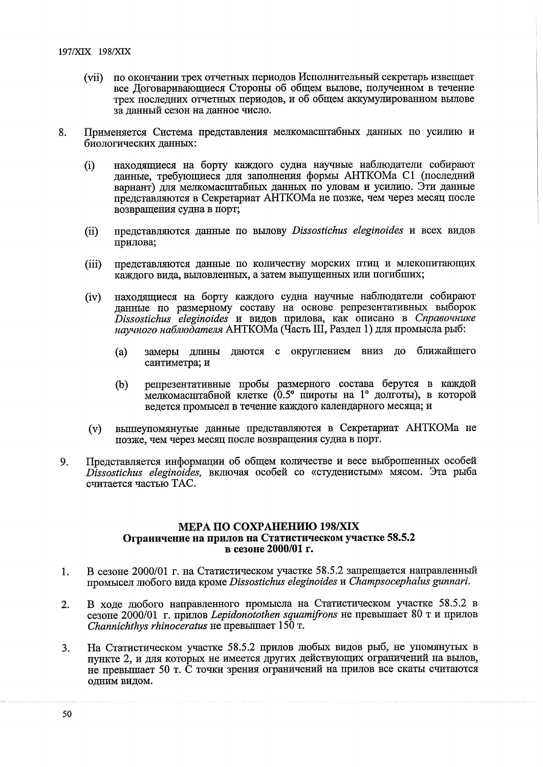(vii) по окончании трех отчетных периодов Исполнительный секретарь извещает все Договаривающиеся Стороны об общем вылове, полученном в течение трех последних отчетных периодов, и об общем аккумулированном вылове за данный сезон на данное число.

8. Применяется Система представления мелкомасштабных данных по усилию и биологических данных:

   (i) находящиеся на борту каждого судна научные наблюдатели собирают данные, требующиеся для заполнения формы АНТКОМа C1 (последний вариант) для мелкомасштабных данных по уловам и усилию. Эти данные представляются в Секретариат АНТКОМа не позже, чем через месяц после возвращения судна в порт;

   (ii) представляются данные по вылову *Dissostichus eleginoides* и всех видов прилова;

   (iii) представляются данные по количеству морских птиц и млекопитающих каждого вида, выловленных, а затем выпущенных или погибших;

   (iv) находящиеся на борту каждого судна научные наблюдатели собирают данные по размерному составу на основе репрезентативных выборок *Dissostichus eleginoides* и видов прилова, как описано в *Справочнике научного наблюдателя* АНТКОМа (Часть III, Раздел 1) для промысла рыб:

      (a) замеры длины даются с округлением вниз до ближайшего сантиметра; и

      (b) репрезентативные пробы размерного состава берутся в каждой мелкомасштабной клетке (0.5° широты на 1° долготы), в которой ведется промысел в течение каждого календарного месяца; и

   (v) вышеупомянутые данные представляются в Секретариат АНТКОМа не позже, чем через месяц после возвращения судна в порт.

9. Представляется информации об общем количестве и весе выброшенных особей *Dissostichus eleginoides*, включая особей со «студенистым» мясом. Эта рыба считается частью TAC.

## МЕРА ПО СОХРАНЕНИЮ 198/XIX
### Ограничение на прилов на Статистическом участке 58.5.2 в сезоне 2000/01 г.

1. В сезоне 2000/01 г. на Статистическом участке 58.5.2 запрещается направленный промысел любого вида кроме *Dissostichus eleginoides* и *Champsocephalus gunnari*.

2. В ходе любого направленного промысла на Статистическом участке 58.5.2 в сезоне 2000/01 г. прилов *Lepidonotothen squamifrons* не превышает 80 т и прилов *Channichthys rhinoceratus* не превышает 150 т.

3. На Статистическом участке 58.5.2 прилов любых видов рыб, не упомянутых в пункте 2, и для которых не имеется других действующих ограничений на вылов, не превышает 50 т. С точки зрения ограничений на прилов все скаты считаются одним видом.